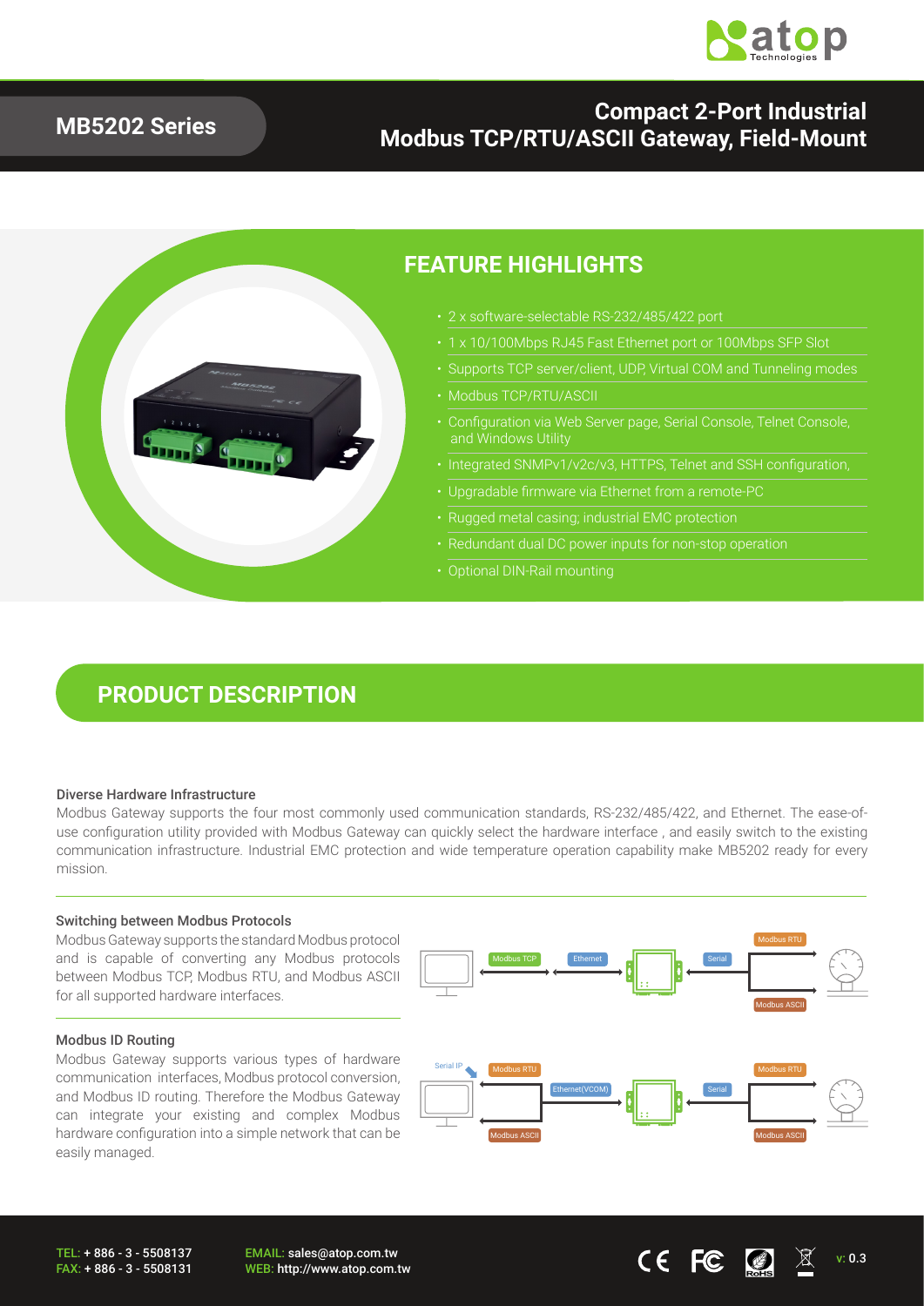# MB5202 Series

## Compact 2-Port Industrial Modbus TCP/RTU/ASCII Gateway, Field-Mount

## FEATURE HIGHLIGHTS

- 2 x software-selectable RS-232/485/422 port
- 1 x 10/100Mbps RJ45 Fast Ethernet port or 100Mbps SFP Slot
- Supports TCP server/client, UDP, Virtual COM and Tunneling modes
- Modbus TCP/RTU/ASCII
- Configuration via Web Server page, Serial Console, Telnet Console, and Windows Utility
- Integrated SNMPv1/v2c/v3, HTTPS, Telnet and SSH configuration,
- Upgradable firmware via Ethernet from a remote-PC
- Rugged metal casing; industrial EMC protection
- Redundant dual DC power inputs for non-stop operation
- Optional DIN-Rail mounting

## PRODUCT DESCRIPTION

### Diverse Hardware Infrastructure

Modbus Gateway supports the four most commonly used communication standards, RS-232/485/422, and Ethernet. The ease-of-use configuration utility provided with Modbus Gateway can quickly select the hardware interface , and easily switch to the existing communication infrastructure. Industrial EMC protection and wide temperature operation capability make MB5202 ready for every mission.

### Switching between Modbus Protocols

Modbus Gateway supports the standard Modbus protocol and is capable of converting any Modbus protocols between Modbus TCP, Modbus RTU, and Modbus ASCII for all supported hardware interfaces.

Modbus TCP | Ethernet | Serial | Modbus RTU | Modbus ASCII

### Modbus ID Routing

Modbus Gateway supports various types of hardware communication interfaces, Modbus protocol conversion, and Modbus ID routing. Therefore the Modbus Gateway can integrate your existing and complex Modbus hardware configuration into a simple network that can be easily managed.

Serial IP | Modbus RTU | Modbus ASCII | Ethernet(VCOM) | Serial | Modbus RTU | Modbus ASCII

TEL: + 886 - 3 - 5508137
FAX: + 886 - 3 - 5508131

EMAIL: sales@atop.com.tw
WEB: http://www.atop.com.tw

v: 0.3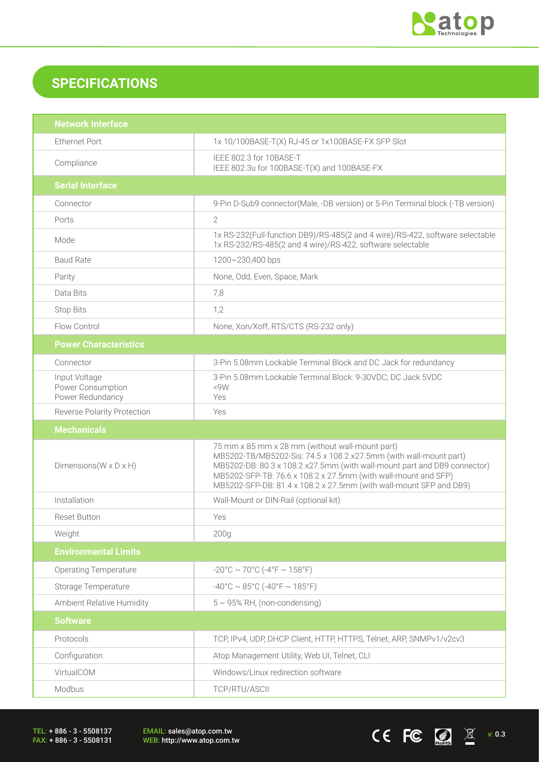# SPECIFICATIONS

| Network Interface | |
|---|---|
| Ethernet Port | 1x 10/100BASE-T(X) RJ-45 or 1x100BASE-FX SFP Slot |
| Compliance | IEEE 802.3 for 10BASE-T<br>IEEE 802.3u for 100BASE-T(X) and 100BASE-FX |
| **Serial Interface** | |
| Connector | 9-Pin D-Sub9 connector(Male, -DB version) or 5-Pin Terminal block (-TB version) |
| Ports | 2 |
| Mode | 1x RS-232(Full-function DB9)/RS-485(2 and 4 wire)/RS-422, software selectable<br>1x RS-232/RS-485(2 and 4 wire)/RS-422, software selectable |
| Baud Rate | 1200~230,400 bps |
| Parity | None, Odd, Even, Space, Mark |
| Data Bits | 7,8 |
| Stop Bits | 1,2 |
| Flow Control | None, Xon/Xoff, RTS/CTS (RS-232 only) |
| **Power Characteristics** | |
| Connector | 3-Pin 5.08mm Lockable Terminal Block and DC Jack for redundancy |
| Input Voltage<br>Power Consumption<br>Power Redundancy | 3-Pin 5.08mm Lockable Terminal Block: 9-30VDC; DC Jack 5VDC<br><9W<br>Yes |
| Reverse Polarity Protection | Yes |
| **Mechanicals** | |
| Dimensions(W x D x H) | 75 mm x 85 mm x 28 mm (without wall-mount part)<br>MB5202-TB/MB5202-Sis: 74.5 x 108.2 x27.5mm (with wall-mount part)<br>MB5202-DB: 80.3 x 108.2 x27.5mm (with wall-mount part and DB9 connector)<br>MB5202-SFP-TB: 76.6 x 108.2 x 27.5mm (with wall-mount and SFP)<br>MB5202-SFP-DB: 81.4 x 108.2 x 27.5mm (with wall-mount SFP and DB9) |
| Installation | Wall-Mount or DIN-Rail (optional kit) |
| Reset Button | Yes |
| Weight | 200g |
| **Environmental Limits** | |
| Operating Temperature | -20°C ~ 70°C (-4°F ~ 158°F) |
| Storage Temperature | -40°C ~ 85°C (-40°F ~ 185°F) |
| Ambient Relative Humidity | 5 ~ 95% RH, (non-condensing) |
| **Software** | |
| Protocols | TCP, IPv4, UDP, DHCP Client, HTTP, HTTPS, Telnet, ARP, SNMPv1/v2cv3 |
| Configuration | Atop Management Utility, Web UI, Telnet, CLI |
| VirtualCOM | Windows/Linux redirection software |
| Modbus | TCP/RTU/ASCII |

TEL: + 886 - 3 - 5508137
FAX: + 886 - 3 - 5508131

EMAIL: sales@atop.com.tw
WEB: http://www.atop.com.tw

v: 0.3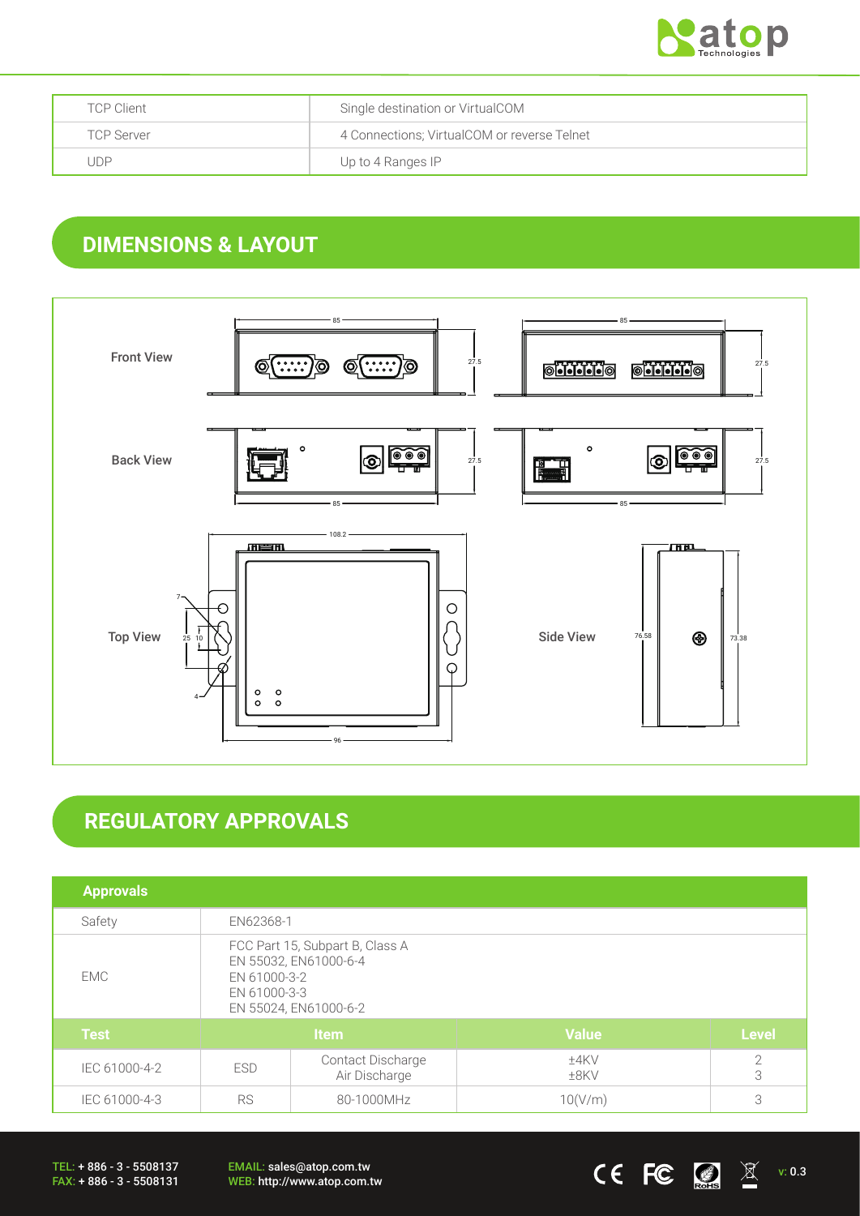| TCP Client | Single destination or VirtualCOM |
|---|---|
| TCP Server | 4 Connections; VirtualCOM or reverse Telnet |
| UDP | Up to 4 Ranges IP |

## DIMENSIONS & LAYOUT

Front View

Back View

Top View

Side View

## REGULATORY APPROVALS

| Approvals | | | | |
|---|---|---|---|---|
| Safety | EN62368-1 | | | |
| EMC | FCC Part 15, Subpart B, Class A<br>EN 55032, EN61000-6-4<br>EN 61000-3-2<br>EN 61000-3-3<br>EN 55024, EN61000-6-2 | | | |
| **Test** | **Item** | | **Value** | **Level** |
| IEC 61000-4-2 | ESD | Contact Discharge<br>Air Discharge | ±4KV<br>±8KV | 2<br>3 |
| IEC 61000-4-3 | RS | 80-1000MHz | 10(V/m) | 3 |

TEL: + 886 - 3 - 5508137
FAX: + 886 - 3 - 5508131

EMAIL: sales@atop.com.tw
WEB: http://www.atop.com.tw

v: 0.3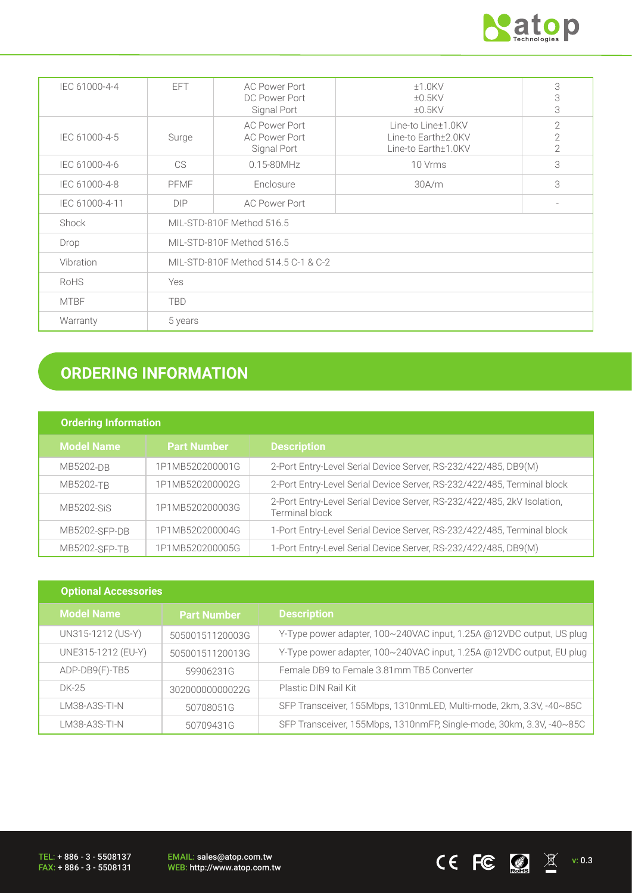| | | | | |
|---|---|---|---|---|
| IEC 61000-4-4 | EFT | AC Power Port<br>DC Power Port<br>Signal Port | ±1.0KV<br>±0.5KV<br>±0.5KV | 3<br>3<br>3 |
| IEC 61000-4-5 | Surge | AC Power Port<br>AC Power Port<br>Signal Port | Line-to Line±1.0KV<br>Line-to Earth±2.0KV<br>Line-to Earth±1.0KV | 2<br>2<br>2 |
| IEC 61000-4-6 | CS | 0.15-80MHz | 10 Vrms | 3 |
| IEC 61000-4-8 | PFMF | Enclosure | 30A/m | 3 |
| IEC 61000-4-11 | DIP | AC Power Port | | - |
| Shock | MIL-STD-810F Method 516.5 | | | |
| Drop | MIL-STD-810F Method 516.5 | | | |
| Vibration | MIL-STD-810F Method 514.5 C-1 & C-2 | | | |
| RoHS | Yes | | | |
| MTBF | TBD | | | |
| Warranty | 5 years | | | |

## ORDERING INFORMATION

**Ordering Information**

| Model Name | Part Number | Description |
|---|---|---|
| MB5202-DB | 1P1MB520200001G | 2-Port Entry-Level Serial Device Server, RS-232/422/485, DB9(M) |
| MB5202-TB | 1P1MB520200002G | 2-Port Entry-Level Serial Device Server, RS-232/422/485, Terminal block |
| MB5202-SiS | 1P1MB520200003G | 2-Port Entry-Level Serial Device Server, RS-232/422/485, 2kV Isolation, Terminal block |
| MB5202-SFP-DB | 1P1MB520200004G | 1-Port Entry-Level Serial Device Server, RS-232/422/485, Terminal block |
| MB5202-SFP-TB | 1P1MB520200005G | 1-Port Entry-Level Serial Device Server, RS-232/422/485, DB9(M) |

**Optional Accessories**

| Model Name | Part Number | Description |
|---|---|---|
| UN315-1212 (US-Y) | 50500151120003G | Y-Type power adapter, 100~240VAC input, 1.25A @12VDC output, US plug |
| UNE315-1212 (EU-Y) | 50500151120013G | Y-Type power adapter, 100~240VAC input, 1.25A @12VDC output, EU plug |
| ADP-DB9(F)-TB5 | 59906231G | Female DB9 to Female 3.81mm TB5 Converter |
| DK-25 | 30200000000022G | Plastic DIN Rail Kit |
| LM38-A3S-TI-N | 50708051G | SFP Transceiver, 155Mbps, 1310nmLED, Multi-mode, 2km, 3.3V, -40~85C |
| LM38-A3S-TI-N | 50709431G | SFP Transceiver, 155Mbps, 1310nmFP, Single-mode, 30km, 3.3V, -40~85C |

TEL: + 886 - 3 - 5508137
FAX: + 886 - 3 - 5508131

EMAIL: sales@atop.com.tw
WEB: http://www.atop.com.tw

v: 0.3